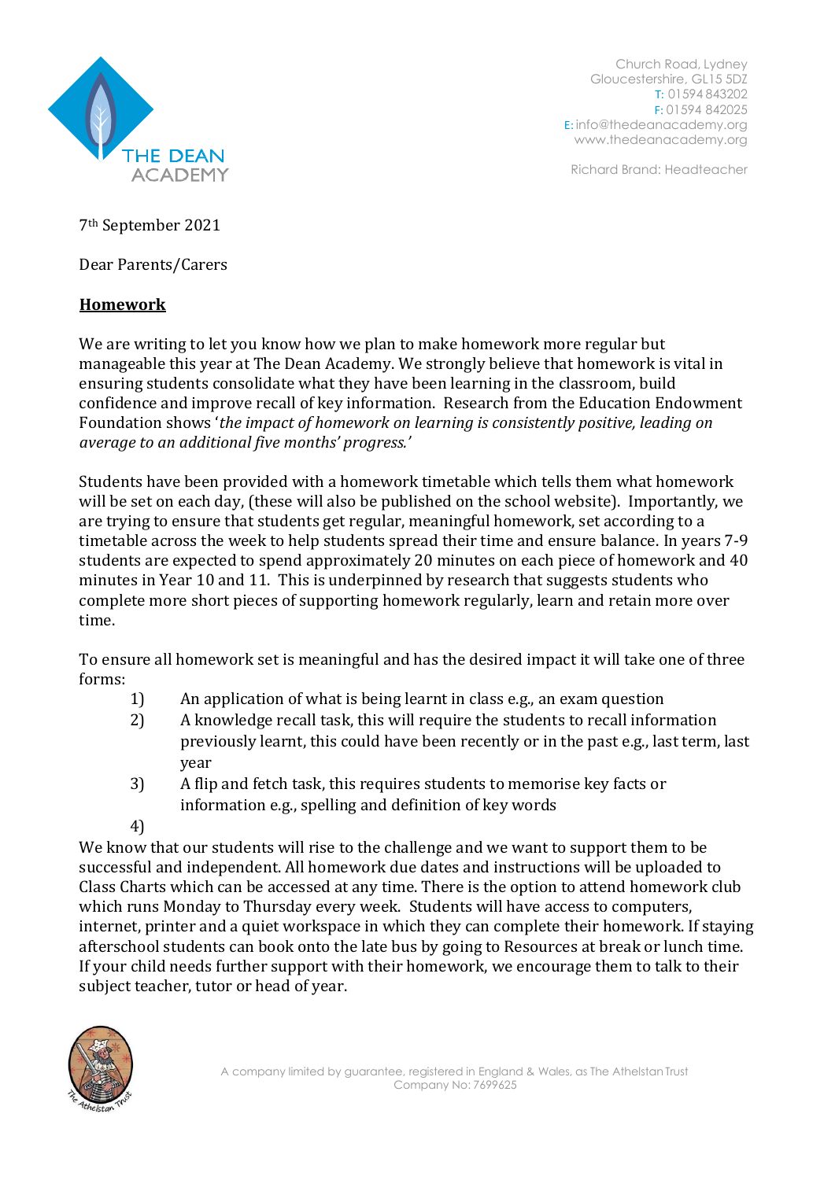Church Road, Lydney
Gloucestershire, GL15 5DZ
T: 01594 843202
F: 01594 842025
E: info@thedeanacademy.org
www.thedeanacademy.org

Richard Brand: Headteacher

7th September 2021

Dear Parents/Carers

## Homework

We are writing to let you know how we plan to make homework more regular but manageable this year at The Dean Academy. We strongly believe that homework is vital in ensuring students consolidate what they have been learning in the classroom, build confidence and improve recall of key information. Research from the Education Endowment Foundation shows '*the impact of homework on learning is consistently positive, leading on average to an additional five months' progress.'*

Students have been provided with a homework timetable which tells them what homework will be set on each day, (these will also be published on the school website). Importantly, we are trying to ensure that students get regular, meaningful homework, set according to a timetable across the week to help students spread their time and ensure balance. In years 7-9 students are expected to spend approximately 20 minutes on each piece of homework and 40 minutes in Year 10 and 11. This is underpinned by research that suggests students who complete more short pieces of supporting homework regularly, learn and retain more over time.

To ensure all homework set is meaningful and has the desired impact it will take one of three forms:

1) An application of what is being learnt in class e.g., an exam question
2) A knowledge recall task, this will require the students to recall information previously learnt, this could have been recently or in the past e.g., last term, last year
3) A flip and fetch task, this requires students to memorise key facts or information e.g., spelling and definition of key words
4) 

We know that our students will rise to the challenge and we want to support them to be successful and independent. All homework due dates and instructions will be uploaded to Class Charts which can be accessed at any time. There is the option to attend homework club which runs Monday to Thursday every week. Students will have access to computers, internet, printer and a quiet workspace in which they can complete their homework. If staying afterschool students can book onto the late bus by going to Resources at break or lunch time. If your child needs further support with their homework, we encourage them to talk to their subject teacher, tutor or head of year.

A company limited by guarantee, registered in England & Wales, as The Athelstan Trust
Company No: 7699625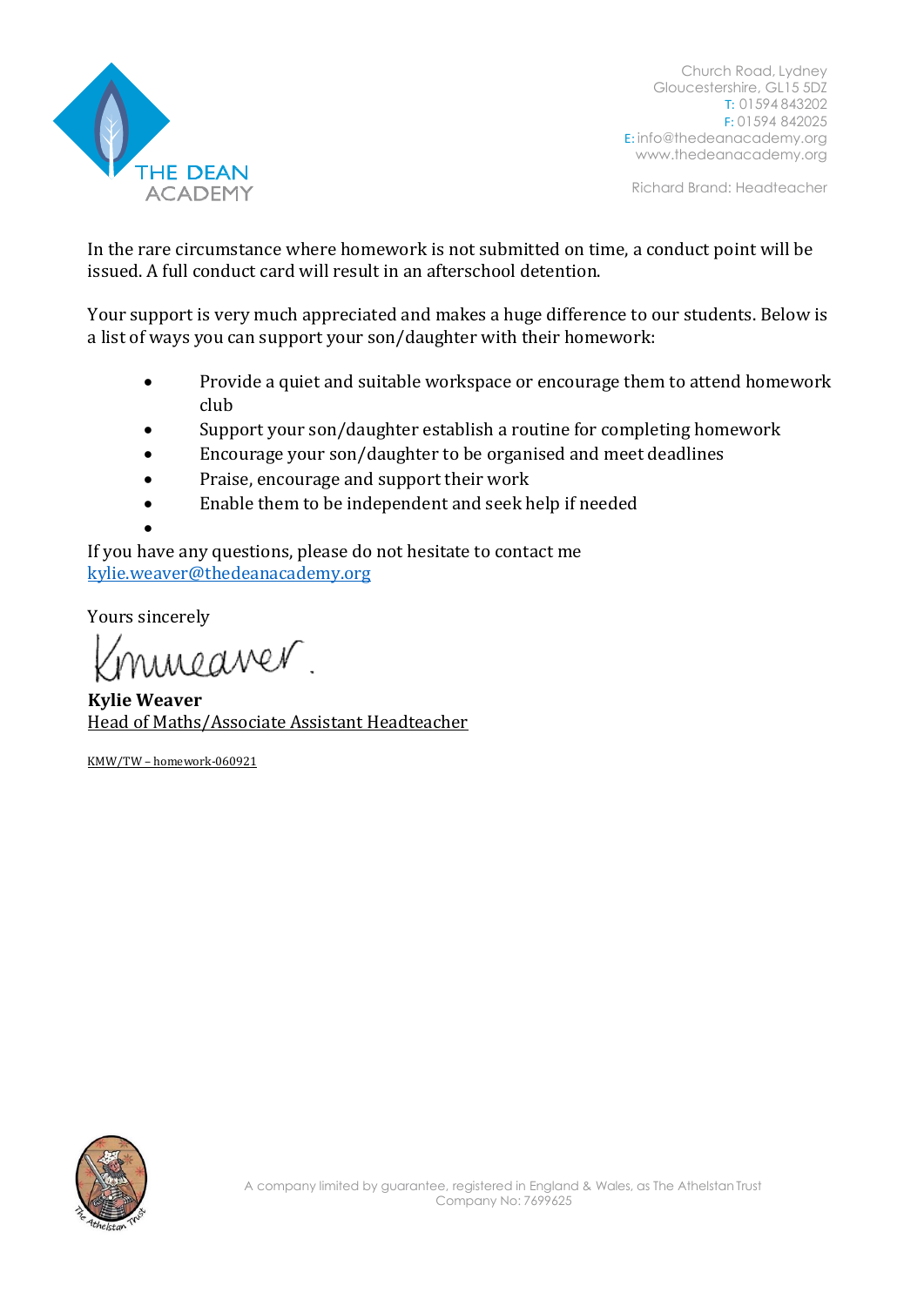Church Road, Lydney
Gloucestershire, GL15 5DZ
T: 01594 843202
F: 01594 842025
E: info@thedeanacademy.org
www.thedeanacademy.org

Richard Brand: Headteacher

In the rare circumstance where homework is not submitted on time, a conduct point will be issued. A full conduct card will result in an afterschool detention.

Your support is very much appreciated and makes a huge difference to our students. Below is a list of ways you can support your son/daughter with their homework:

- Provide a quiet and suitable workspace or encourage them to attend homework club
- Support your son/daughter establish a routine for completing homework
- Encourage your son/daughter to be organised and meet deadlines
- Praise, encourage and support their work
- Enable them to be independent and seek help if needed

If you have any questions, please do not hesitate to contact me
kylie.weaver@thedeanacademy.org

Yours sincerely

**Kylie Weaver**
Head of Maths/Associate Assistant Headteacher

KMW/TW – homework-060921

A company limited by guarantee, registered in England & Wales, as The Athelstan Trust
Company No: 7699625